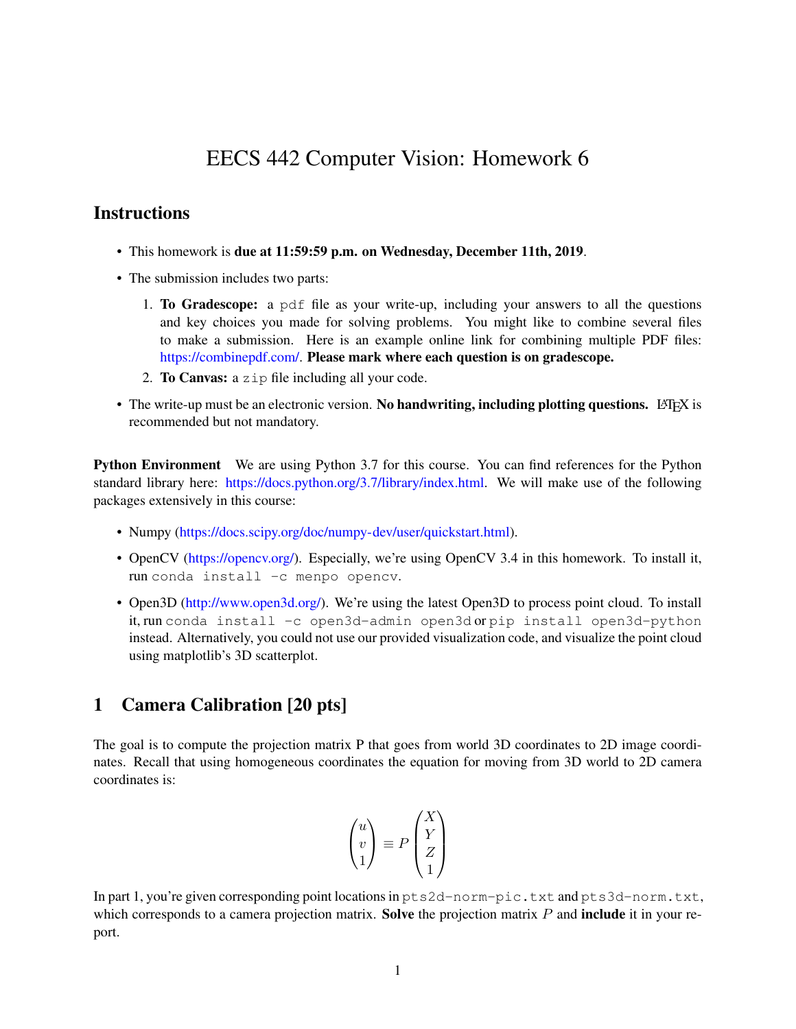# EECS 442 Computer Vision: Homework 6

## Instructions

- This homework is **due at 11:59:59 p.m. on Wednesday, December 11th, 2019**.
- The submission includes two parts:
  1. **To Gradescope:** a `pdf` file as your write-up, including your answers to all the questions and key choices you made for solving problems. You might like to combine several files to make a submission. Here is an example online link for combining multiple PDF files: https://combinepdf.com/. **Please mark where each question is on gradescope.**
  2. **To Canvas:** a `zip` file including all your code.
- The write-up must be an electronic version. **No handwriting, including plotting questions.** LaTeX is recommended but not mandatory.

**Python Environment** We are using Python 3.7 for this course. You can find references for the Python standard library here: https://docs.python.org/3.7/library/index.html. We will make use of the following packages extensively in this course:

- Numpy (https://docs.scipy.org/doc/numpy-dev/user/quickstart.html).
- OpenCV (https://opencv.org/). Especially, we're using OpenCV 3.4 in this homework. To install it, run `conda install -c menpo opencv`.
- Open3D (http://www.open3d.org/). We're using the latest Open3D to process point cloud. To install it, run `conda install -c open3d-admin open3d` or `pip install open3d-python` instead. Alternatively, you could not use our provided visualization code, and visualize the point cloud using matplotlib's 3D scatterplot.

## 1 Camera Calibration [20 pts]

The goal is to compute the projection matrix P that goes from world 3D coordinates to 2D image coordinates. Recall that using homogeneous coordinates the equation for moving from 3D world to 2D camera coordinates is:

$$\begin{pmatrix} u \\ v \\ 1 \end{pmatrix} \equiv P \begin{pmatrix} X \\ Y \\ Z \\ 1 \end{pmatrix}$$

In part 1, you're given corresponding point locations in `pts2d-norm-pic.txt` and `pts3d-norm.txt`, which corresponds to a camera projection matrix. **Solve** the projection matrix $P$ and **include** it in your report.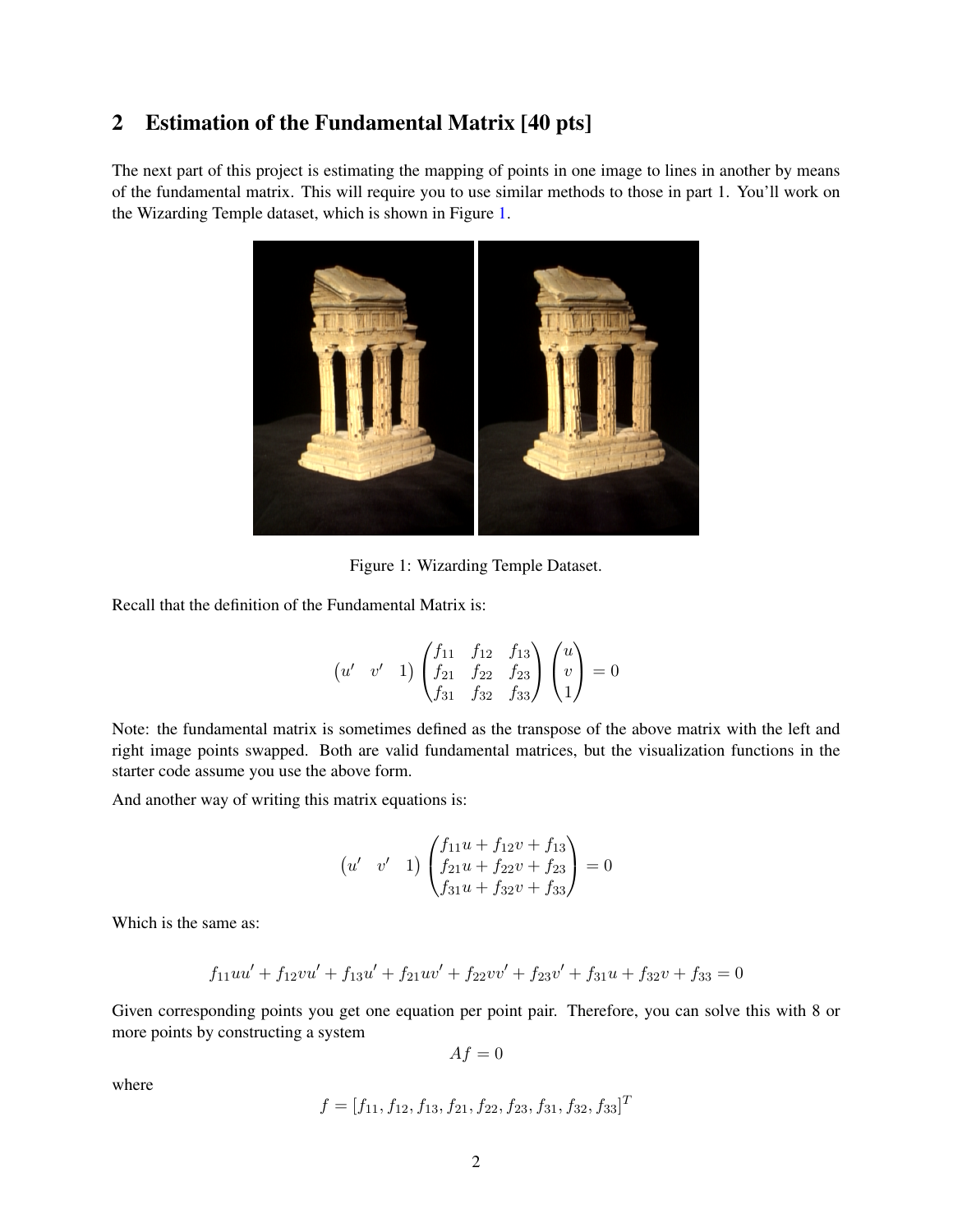## 2 Estimation of the Fundamental Matrix [40 pts]

The next part of this project is estimating the mapping of points in one image to lines in another by means of the fundamental matrix. This will require you to use similar methods to those in part 1. You'll work on the Wizarding Temple dataset, which is shown in Figure 1.

Figure 1: Wizarding Temple Dataset.

Recall that the definition of the Fundamental Matrix is:

$$\begin{pmatrix} u' & v' & 1 \end{pmatrix} \begin{pmatrix} f_{11} & f_{12} & f_{13} \\ f_{21} & f_{22} & f_{23} \\ f_{31} & f_{32} & f_{33} \end{pmatrix} \begin{pmatrix} u \\ v \\ 1 \end{pmatrix} = 0$$

Note: the fundamental matrix is sometimes defined as the transpose of the above matrix with the left and right image points swapped. Both are valid fundamental matrices, but the visualization functions in the starter code assume you use the above form.

And another way of writing this matrix equations is:

$$\begin{pmatrix} u' & v' & 1 \end{pmatrix} \begin{pmatrix} f_{11}u + f_{12}v + f_{13} \\ f_{21}u + f_{22}v + f_{23} \\ f_{31}u + f_{32}v + f_{33} \end{pmatrix} = 0$$

Which is the same as:

$$f_{11}uu' + f_{12}vu' + f_{13}u' + f_{21}uv' + f_{22}vv' + f_{23}v' + f_{31}u + f_{32}v + f_{33} = 0$$

Given corresponding points you get one equation per point pair. Therefore, you can solve this with 8 or more points by constructing a system

$$Af = 0$$

where

$$f = [f_{11}, f_{12}, f_{13}, f_{21}, f_{22}, f_{23}, f_{31}, f_{32}, f_{33}]^T$$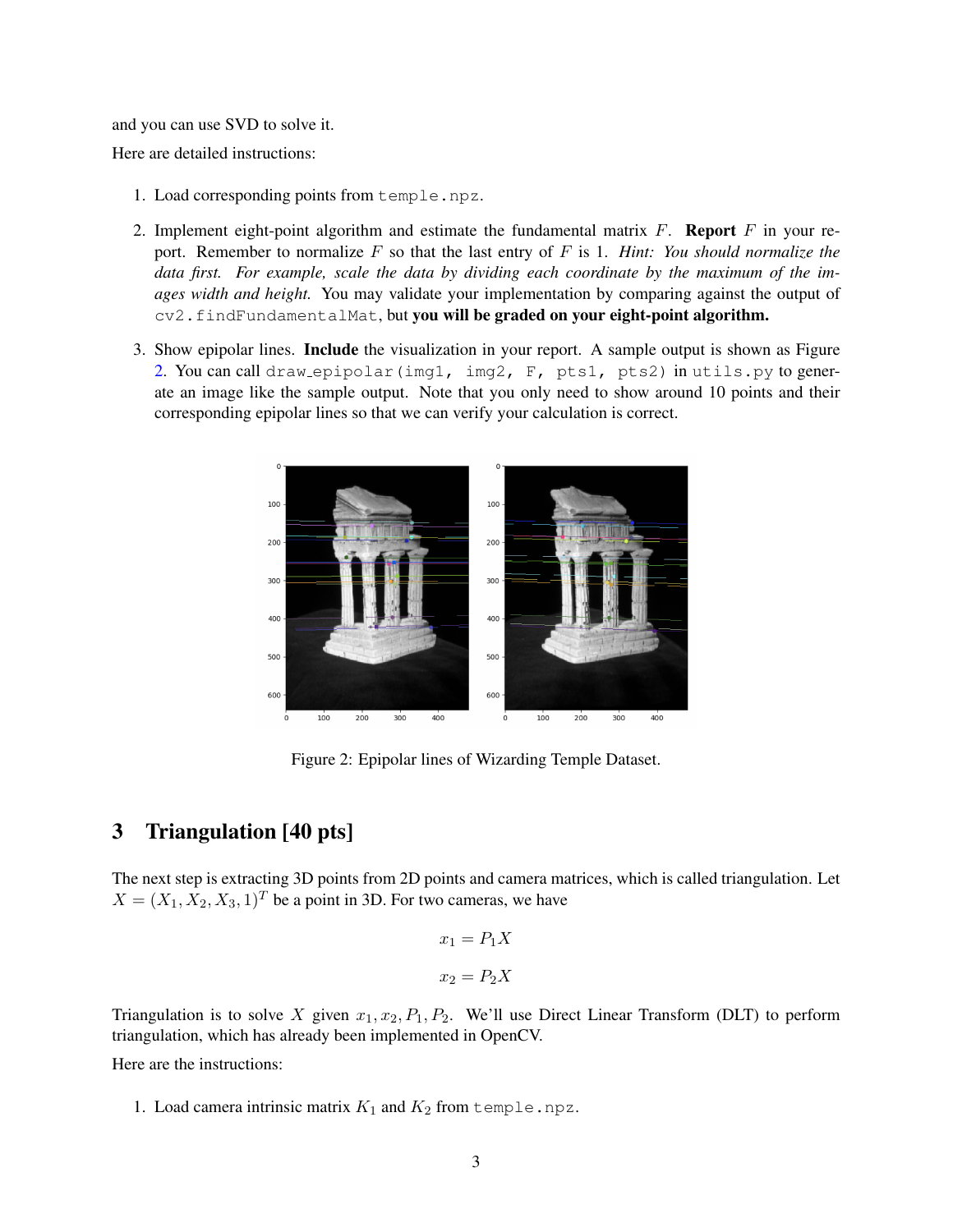and you can use SVD to solve it.

Here are detailed instructions:

1. Load corresponding points from `temple.npz`.
2. Implement eight-point algorithm and estimate the fundamental matrix $F$. **Report** $F$ in your report. Remember to normalize $F$ so that the last entry of $F$ is 1. *Hint: You should normalize the data first. For example, scale the data by dividing each coordinate by the maximum of the images width and height.* You may validate your implementation by comparing against the output of `cv2.findFundamentalMat`, but **you will be graded on your eight-point algorithm.**
3. Show epipolar lines. **Include** the visualization in your report. A sample output is shown as Figure 2. You can call `draw_epipolar(img1, img2, F, pts1, pts2)` in `utils.py` to generate an image like the sample output. Note that you only need to show around 10 points and their corresponding epipolar lines so that we can verify your calculation is correct.

Figure 2: Epipolar lines of Wizarding Temple Dataset.

## 3 Triangulation [40 pts]

The next step is extracting 3D points from 2D points and camera matrices, which is called triangulation. Let $X = (X_1, X_2, X_3, 1)^T$ be a point in 3D. For two cameras, we have

$$x_1 = P_1 X$$

$$x_2 = P_2 X$$

Triangulation is to solve $X$ given $x_1, x_2, P_1, P_2$. We'll use Direct Linear Transform (DLT) to perform triangulation, which has already been implemented in OpenCV.

Here are the instructions:

1. Load camera intrinsic matrix $K_1$ and $K_2$ from `temple.npz`.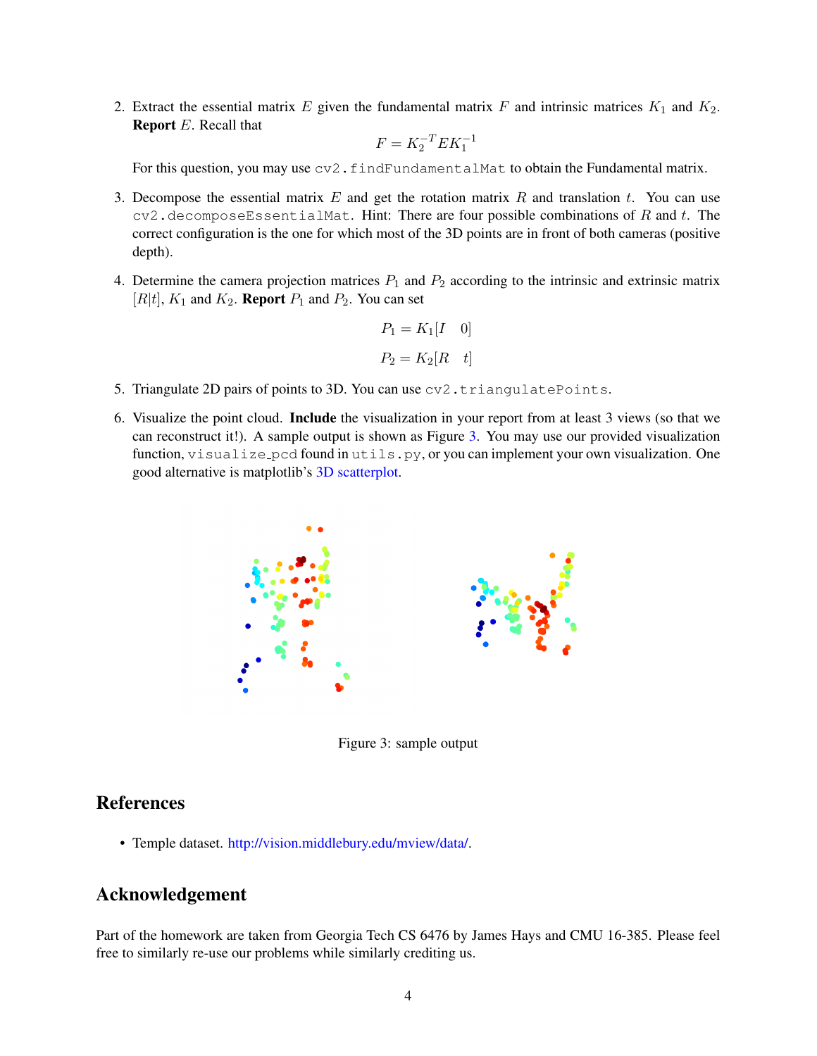2. Extract the essential matrix $E$ given the fundamental matrix $F$ and intrinsic matrices $K_1$ and $K_2$. **Report** $E$. Recall that

$$F = K_2^{-T} E K_1^{-1}$$

For this question, you may use `cv2.findFundamentalMat` to obtain the Fundamental matrix.

3. Decompose the essential matrix $E$ and get the rotation matrix $R$ and translation $t$. You can use `cv2.decomposeEssentialMat`. Hint: There are four possible combinations of $R$ and $t$. The correct configuration is the one for which most of the 3D points are in front of both cameras (positive depth).

4. Determine the camera projection matrices $P_1$ and $P_2$ according to the intrinsic and extrinsic matrix $[R|t]$, $K_1$ and $K_2$. **Report** $P_1$ and $P_2$. You can set

$$P_1 = K_1[I \quad 0]$$

$$P_2 = K_2[R \quad t]$$

5. Triangulate 2D pairs of points to 3D. You can use `cv2.triangulatePoints`.

6. Visualize the point cloud. **Include** the visualization in your report from at least 3 views (so that we can reconstruct it!). A sample output is shown as Figure 3. You may use our provided visualization function, `visualize_pcd` found in `utils.py`, or you can implement your own visualization. One good alternative is matplotlib's 3D scatterplot.

Figure 3: sample output

## References

- Temple dataset. http://vision.middlebury.edu/mview/data/.

## Acknowledgement

Part of the homework are taken from Georgia Tech CS 6476 by James Hays and CMU 16-385. Please feel free to similarly re-use our problems while similarly crediting us.